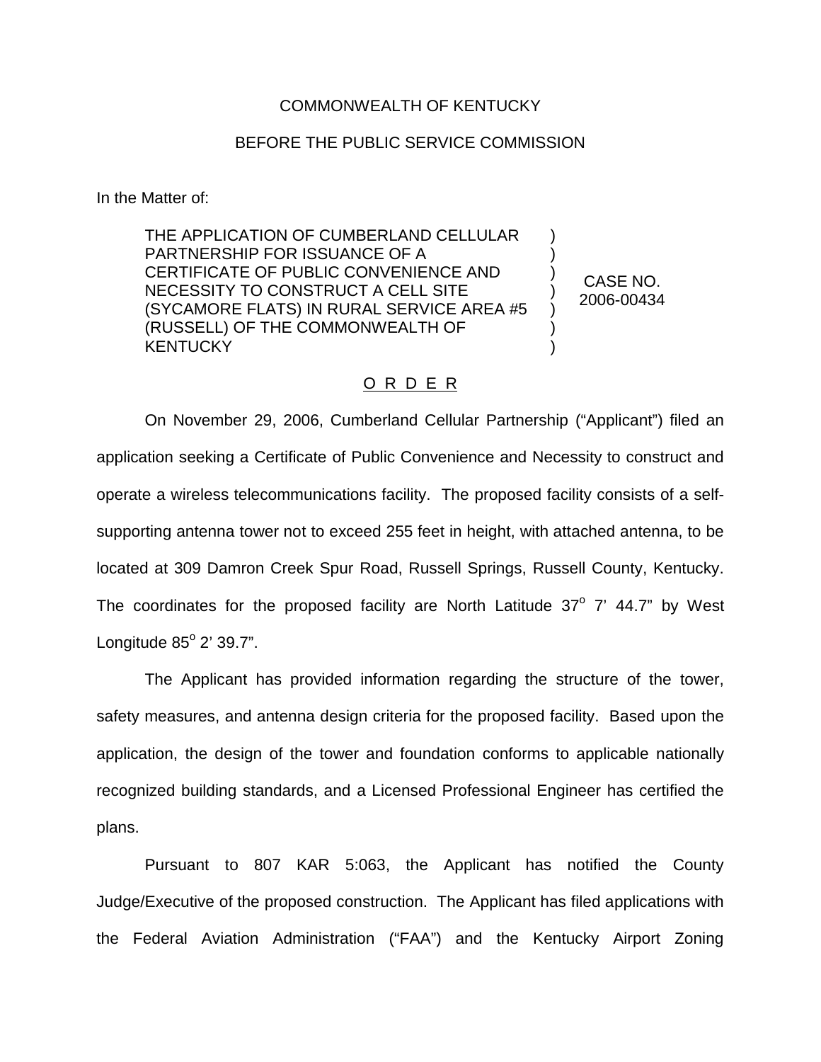COMMONWEALTH OF KENTUCKY

BEFORE THE PUBLIC SERVICE COMMISSION

In the Matter of:

| | |
|---|---|
| THE APPLICATION OF CUMBERLAND CELLULAR PARTNERSHIP FOR ISSUANCE OF A CERTIFICATE OF PUBLIC CONVENIENCE AND NECESSITY TO CONSTRUCT A CELL SITE (SYCAMORE FLATS) IN RURAL SERVICE AREA #5 (RUSSELL) OF THE COMMONWEALTH OF KENTUCKY | CASE NO. 2006-00434 |

O R D E R

On November 29, 2006, Cumberland Cellular Partnership ("Applicant") filed an application seeking a Certificate of Public Convenience and Necessity to construct and operate a wireless telecommunications facility. The proposed facility consists of a self-supporting antenna tower not to exceed 255 feet in height, with attached antenna, to be located at 309 Damron Creek Spur Road, Russell Springs, Russell County, Kentucky. The coordinates for the proposed facility are North Latitude 37° 7' 44.7" by West Longitude 85° 2' 39.7".

The Applicant has provided information regarding the structure of the tower, safety measures, and antenna design criteria for the proposed facility. Based upon the application, the design of the tower and foundation conforms to applicable nationally recognized building standards, and a Licensed Professional Engineer has certified the plans.

Pursuant to 807 KAR 5:063, the Applicant has notified the County Judge/Executive of the proposed construction. The Applicant has filed applications with the Federal Aviation Administration ("FAA") and the Kentucky Airport Zoning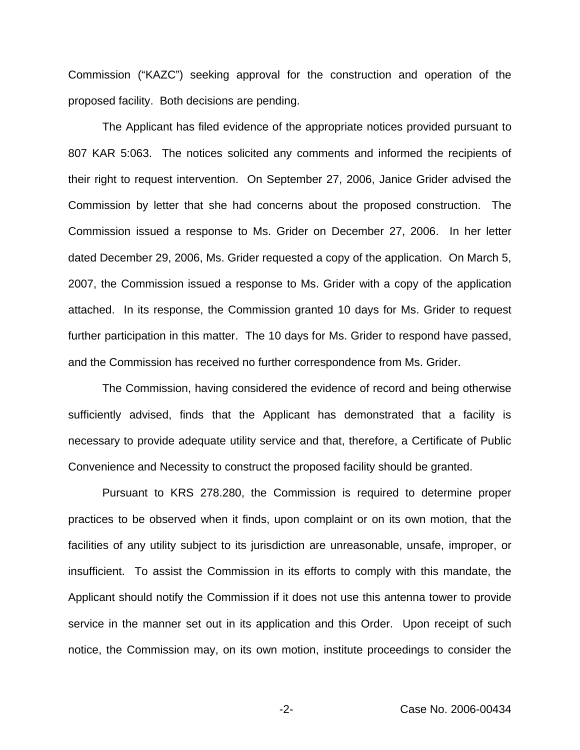Commission ("KAZC") seeking approval for the construction and operation of the proposed facility. Both decisions are pending.

The Applicant has filed evidence of the appropriate notices provided pursuant to 807 KAR 5:063. The notices solicited any comments and informed the recipients of their right to request intervention. On September 27, 2006, Janice Grider advised the Commission by letter that she had concerns about the proposed construction. The Commission issued a response to Ms. Grider on December 27, 2006. In her letter dated December 29, 2006, Ms. Grider requested a copy of the application. On March 5, 2007, the Commission issued a response to Ms. Grider with a copy of the application attached. In its response, the Commission granted 10 days for Ms. Grider to request further participation in this matter. The 10 days for Ms. Grider to respond have passed, and the Commission has received no further correspondence from Ms. Grider.

The Commission, having considered the evidence of record and being otherwise sufficiently advised, finds that the Applicant has demonstrated that a facility is necessary to provide adequate utility service and that, therefore, a Certificate of Public Convenience and Necessity to construct the proposed facility should be granted.

Pursuant to KRS 278.280, the Commission is required to determine proper practices to be observed when it finds, upon complaint or on its own motion, that the facilities of any utility subject to its jurisdiction are unreasonable, unsafe, improper, or insufficient. To assist the Commission in its efforts to comply with this mandate, the Applicant should notify the Commission if it does not use this antenna tower to provide service in the manner set out in its application and this Order. Upon receipt of such notice, the Commission may, on its own motion, institute proceedings to consider the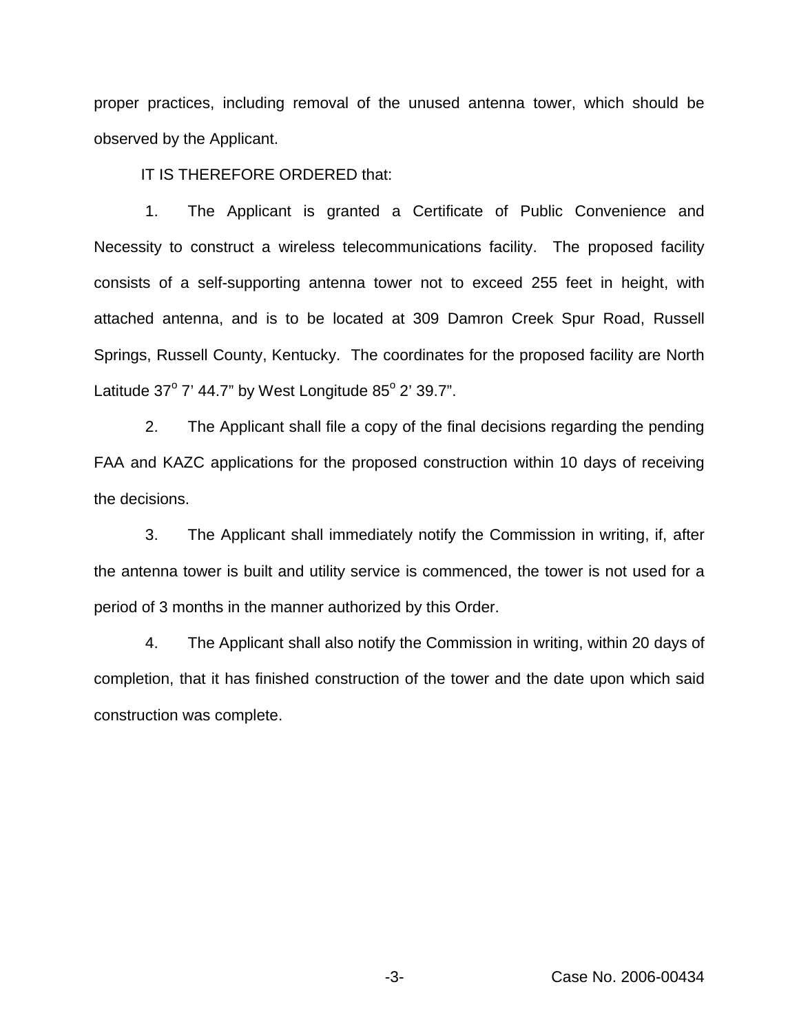proper practices, including removal of the unused antenna tower, which should be observed by the Applicant.

IT IS THEREFORE ORDERED that:

1. The Applicant is granted a Certificate of Public Convenience and Necessity to construct a wireless telecommunications facility. The proposed facility consists of a self-supporting antenna tower not to exceed 255 feet in height, with attached antenna, and is to be located at 309 Damron Creek Spur Road, Russell Springs, Russell County, Kentucky. The coordinates for the proposed facility are North Latitude 37$^{o}$ 7' 44.7" by West Longitude 85$^{o}$ 2' 39.7".

2. The Applicant shall file a copy of the final decisions regarding the pending FAA and KAZC applications for the proposed construction within 10 days of receiving the decisions.

3. The Applicant shall immediately notify the Commission in writing, if, after the antenna tower is built and utility service is commenced, the tower is not used for a period of 3 months in the manner authorized by this Order.

4. The Applicant shall also notify the Commission in writing, within 20 days of completion, that it has finished construction of the tower and the date upon which said construction was complete.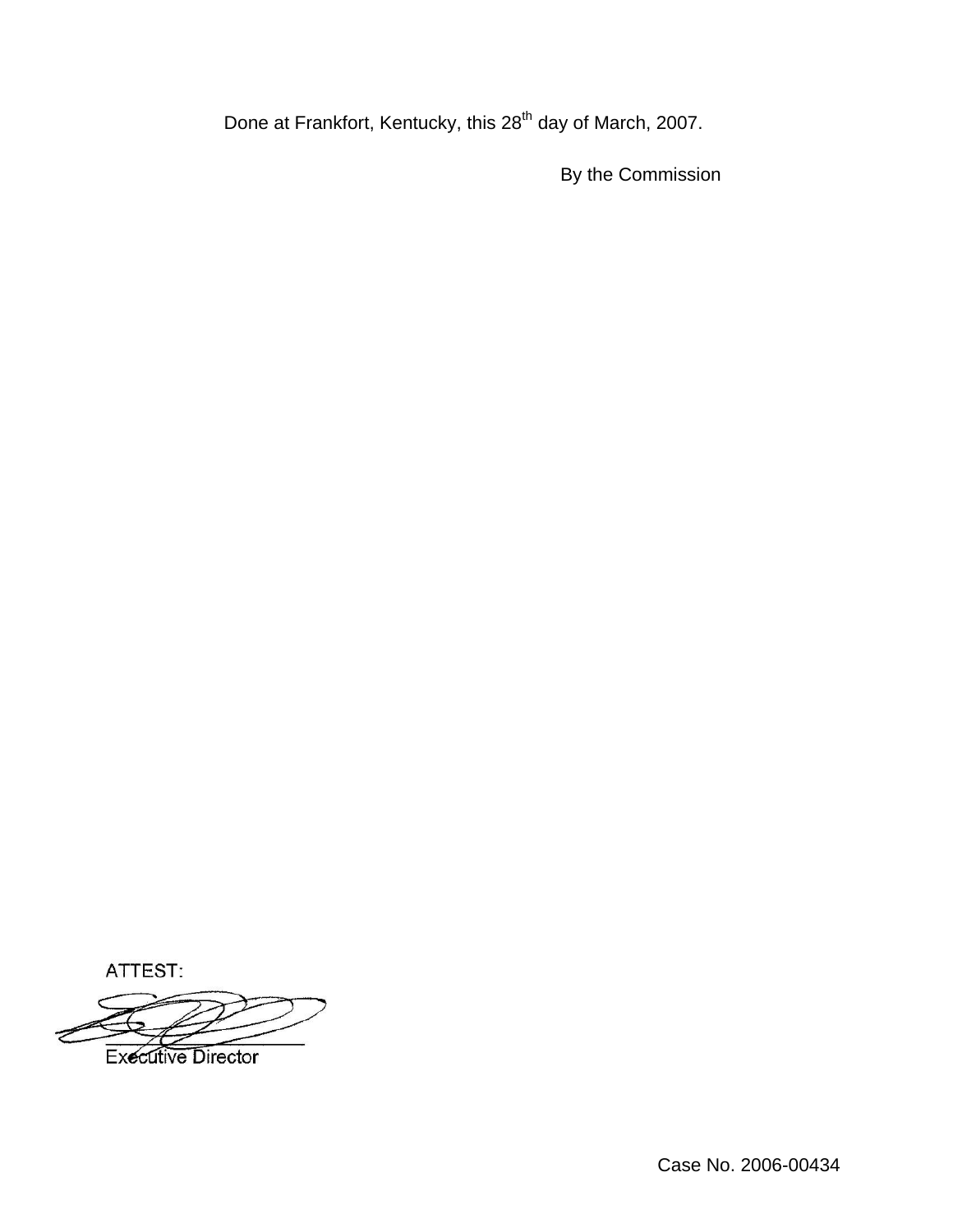Done at Frankfort, Kentucky, this 28th day of March, 2007.

By the Commission

ATTEST:

Executive Director

Case No. 2006-00434